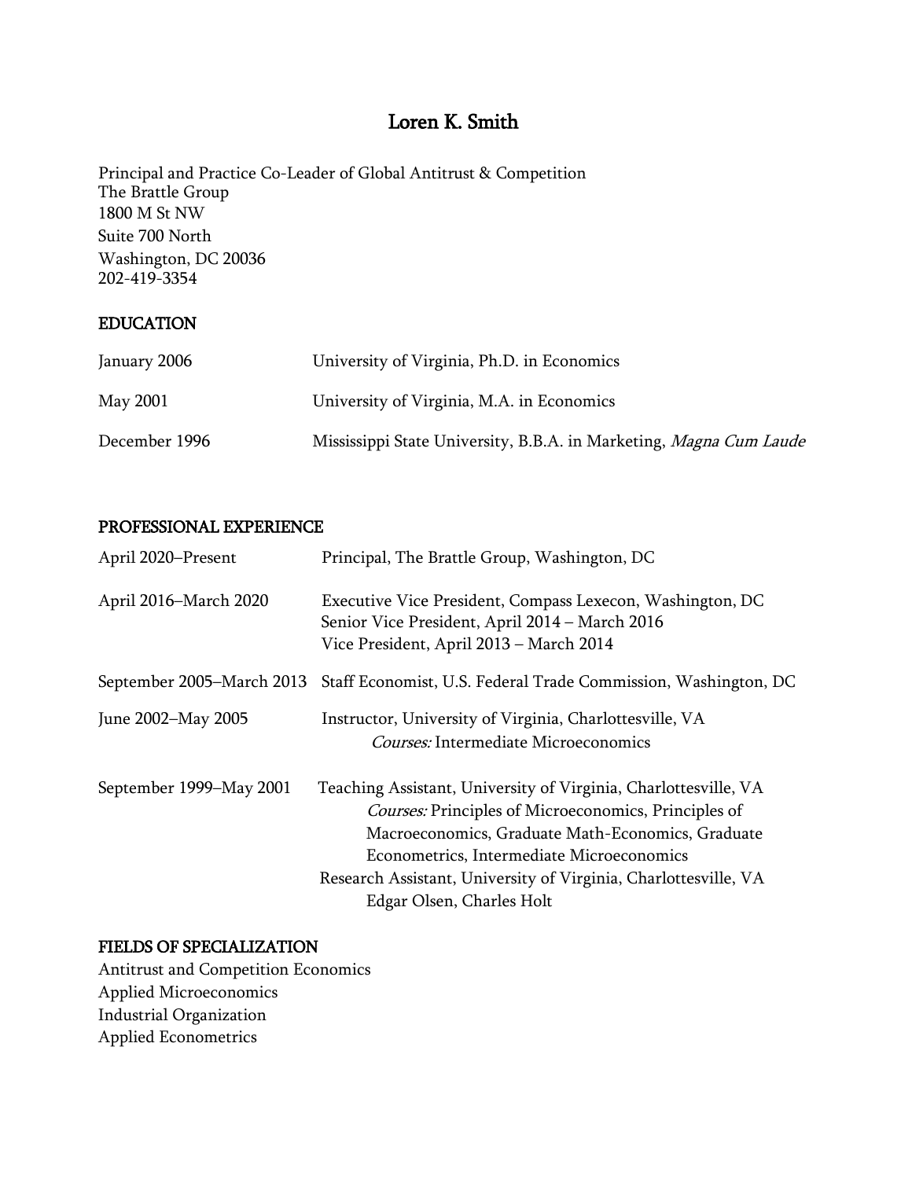# Loren K. Smith

Principal and Practice Co-Leader of Global Antitrust & Competition
The Brattle Group
1800 M St NW
Suite 700 North
Washington, DC 20036
202-419-3354

## EDUCATION

| | |
|---|---|
| January 2006 | University of Virginia, Ph.D. in Economics |
| May 2001 | University of Virginia, M.A. in Economics |
| December 1996 | Mississippi State University, B.B.A. in Marketing, *Magna Cum Laude* |

## PROFESSIONAL EXPERIENCE

| | |
|---|---|
| April 2020–Present | Principal, The Brattle Group, Washington, DC |
| April 2016–March 2020 | Executive Vice President, Compass Lexecon, Washington, DC<br>Senior Vice President, April 2014 – March 2016<br>Vice President, April 2013 – March 2014 |
| September 2005–March 2013 | Staff Economist, U.S. Federal Trade Commission, Washington, DC |
| June 2002–May 2005 | Instructor, University of Virginia, Charlottesville, VA<br>*Courses:* Intermediate Microeconomics |
| September 1999–May 2001 | Teaching Assistant, University of Virginia, Charlottesville, VA<br>*Courses:* Principles of Microeconomics, Principles of Macroeconomics, Graduate Math-Economics, Graduate Econometrics, Intermediate Microeconomics<br>Research Assistant, University of Virginia, Charlottesville, VA<br>Edgar Olsen, Charles Holt |

## FIELDS OF SPECIALIZATION

Antitrust and Competition Economics
Applied Microeconomics
Industrial Organization
Applied Econometrics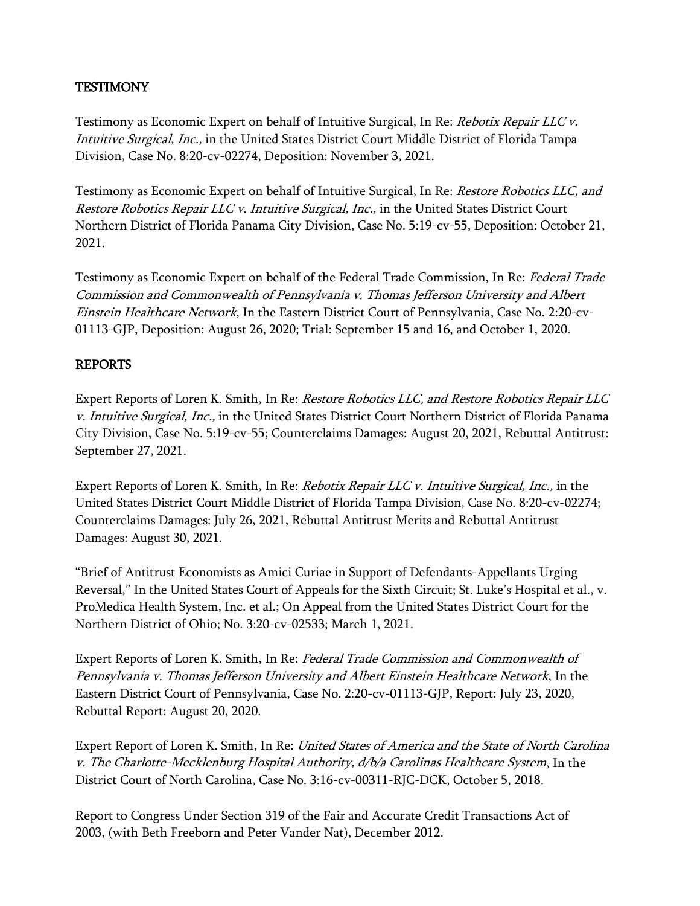## TESTIMONY

Testimony as Economic Expert on behalf of Intuitive Surgical, In Re: *Rebotix Repair LLC v. Intuitive Surgical, Inc.,* in the United States District Court Middle District of Florida Tampa Division, Case No. 8:20-cv-02274, Deposition: November 3, 2021.

Testimony as Economic Expert on behalf of Intuitive Surgical, In Re: *Restore Robotics LLC, and Restore Robotics Repair LLC v. Intuitive Surgical, Inc.,* in the United States District Court Northern District of Florida Panama City Division, Case No. 5:19-cv-55, Deposition: October 21, 2021.

Testimony as Economic Expert on behalf of the Federal Trade Commission, In Re: *Federal Trade Commission and Commonwealth of Pennsylvania v. Thomas Jefferson University and Albert Einstein Healthcare Network*, In the Eastern District Court of Pennsylvania, Case No. 2:20-cv-01113-GJP, Deposition: August 26, 2020; Trial: September 15 and 16, and October 1, 2020.

## REPORTS

Expert Reports of Loren K. Smith, In Re: *Restore Robotics LLC, and Restore Robotics Repair LLC v. Intuitive Surgical, Inc.,* in the United States District Court Northern District of Florida Panama City Division, Case No. 5:19-cv-55; Counterclaims Damages: August 20, 2021, Rebuttal Antitrust: September 27, 2021.

Expert Reports of Loren K. Smith, In Re: *Rebotix Repair LLC v. Intuitive Surgical, Inc.,* in the United States District Court Middle District of Florida Tampa Division, Case No. 8:20-cv-02274; Counterclaims Damages: July 26, 2021, Rebuttal Antitrust Merits and Rebuttal Antitrust Damages: August 30, 2021.

"Brief of Antitrust Economists as Amici Curiae in Support of Defendants-Appellants Urging Reversal," In the United States Court of Appeals for the Sixth Circuit; St. Luke's Hospital et al., v. ProMedica Health System, Inc. et al.; On Appeal from the United States District Court for the Northern District of Ohio; No. 3:20-cv-02533; March 1, 2021.

Expert Reports of Loren K. Smith, In Re: *Federal Trade Commission and Commonwealth of Pennsylvania v. Thomas Jefferson University and Albert Einstein Healthcare Network*, In the Eastern District Court of Pennsylvania, Case No. 2:20-cv-01113-GJP, Report: July 23, 2020, Rebuttal Report: August 20, 2020.

Expert Report of Loren K. Smith, In Re: *United States of America and the State of North Carolina v. The Charlotte-Mecklenburg Hospital Authority, d/b/a Carolinas Healthcare System*, In the District Court of North Carolina, Case No. 3:16-cv-00311-RJC-DCK, October 5, 2018.

Report to Congress Under Section 319 of the Fair and Accurate Credit Transactions Act of 2003, (with Beth Freeborn and Peter Vander Nat), December 2012.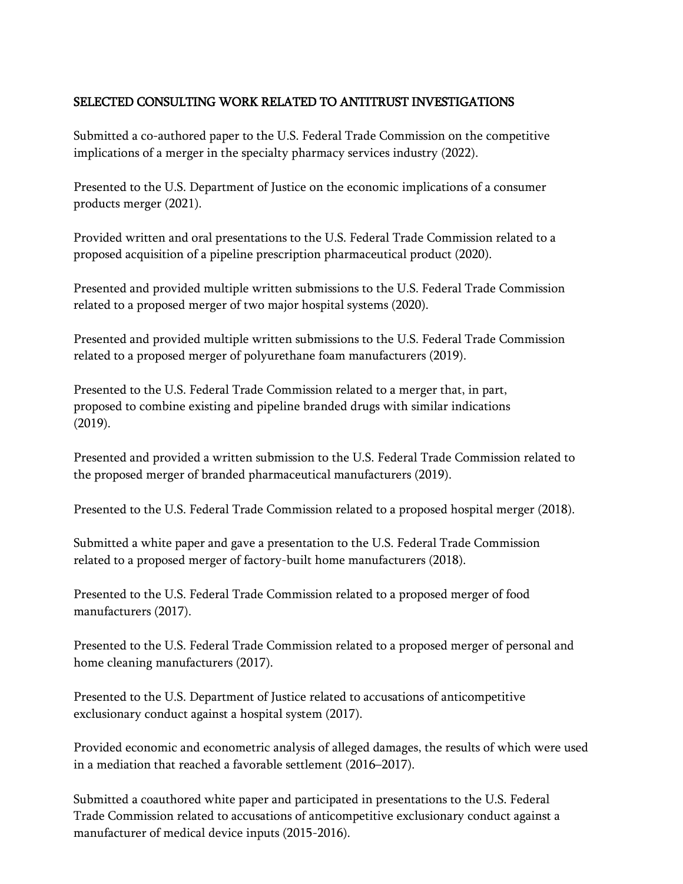## SELECTED CONSULTING WORK RELATED TO ANTITRUST INVESTIGATIONS

Submitted a co-authored paper to the U.S. Federal Trade Commission on the competitive implications of a merger in the specialty pharmacy services industry (2022).

Presented to the U.S. Department of Justice on the economic implications of a consumer products merger (2021).

Provided written and oral presentations to the U.S. Federal Trade Commission related to a proposed acquisition of a pipeline prescription pharmaceutical product (2020).

Presented and provided multiple written submissions to the U.S. Federal Trade Commission related to a proposed merger of two major hospital systems (2020).

Presented and provided multiple written submissions to the U.S. Federal Trade Commission related to a proposed merger of polyurethane foam manufacturers (2019).

Presented to the U.S. Federal Trade Commission related to a merger that, in part, proposed to combine existing and pipeline branded drugs with similar indications (2019).

Presented and provided a written submission to the U.S. Federal Trade Commission related to the proposed merger of branded pharmaceutical manufacturers (2019).

Presented to the U.S. Federal Trade Commission related to a proposed hospital merger (2018).

Submitted a white paper and gave a presentation to the U.S. Federal Trade Commission related to a proposed merger of factory-built home manufacturers (2018).

Presented to the U.S. Federal Trade Commission related to a proposed merger of food manufacturers (2017).

Presented to the U.S. Federal Trade Commission related to a proposed merger of personal and home cleaning manufacturers (2017).

Presented to the U.S. Department of Justice related to accusations of anticompetitive exclusionary conduct against a hospital system (2017).

Provided economic and econometric analysis of alleged damages, the results of which were used in a mediation that reached a favorable settlement (2016–2017).

Submitted a coauthored white paper and participated in presentations to the U.S. Federal Trade Commission related to accusations of anticompetitive exclusionary conduct against a manufacturer of medical device inputs (2015-2016).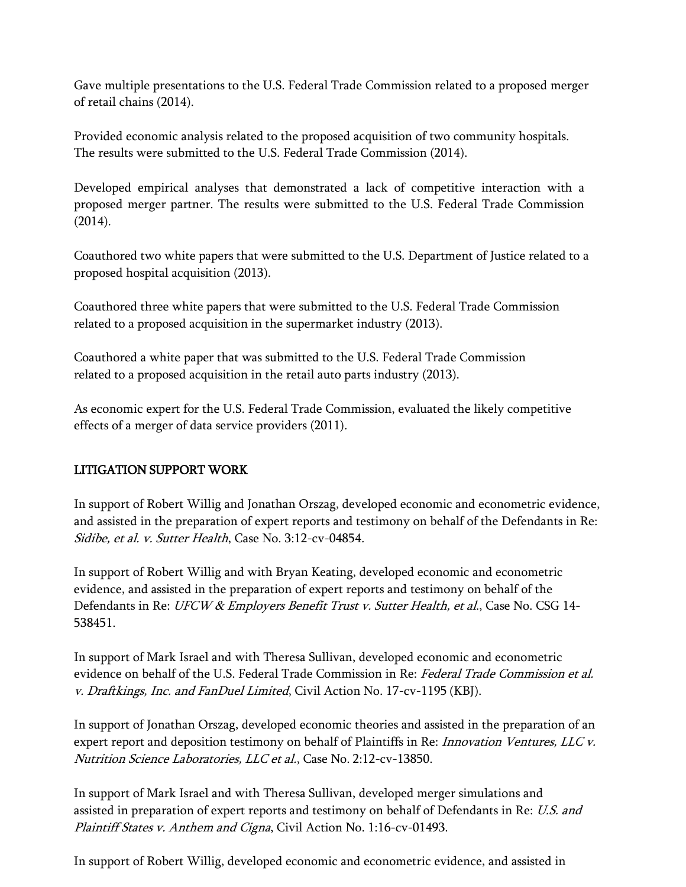Gave multiple presentations to the U.S. Federal Trade Commission related to a proposed merger of retail chains (2014).

Provided economic analysis related to the proposed acquisition of two community hospitals. The results were submitted to the U.S. Federal Trade Commission (2014).

Developed empirical analyses that demonstrated a lack of competitive interaction with a proposed merger partner. The results were submitted to the U.S. Federal Trade Commission (2014).

Coauthored two white papers that were submitted to the U.S. Department of Justice related to a proposed hospital acquisition (2013).

Coauthored three white papers that were submitted to the U.S. Federal Trade Commission related to a proposed acquisition in the supermarket industry (2013).

Coauthored a white paper that was submitted to the U.S. Federal Trade Commission related to a proposed acquisition in the retail auto parts industry (2013).

As economic expert for the U.S. Federal Trade Commission, evaluated the likely competitive effects of a merger of data service providers (2011).

## LITIGATION SUPPORT WORK

In support of Robert Willig and Jonathan Orszag, developed economic and econometric evidence, and assisted in the preparation of expert reports and testimony on behalf of the Defendants in Re: *Sidibe, et al. v. Sutter Health*, Case No. 3:12-cv-04854.

In support of Robert Willig and with Bryan Keating, developed economic and econometric evidence, and assisted in the preparation of expert reports and testimony on behalf of the Defendants in Re: *UFCW & Employers Benefit Trust v. Sutter Health, et al.*, Case No. CSG 14-538451.

In support of Mark Israel and with Theresa Sullivan, developed economic and econometric evidence on behalf of the U.S. Federal Trade Commission in Re: *Federal Trade Commission et al. v. Draftkings, Inc. and FanDuel Limited*, Civil Action No. 17-cv-1195 (KBJ).

In support of Jonathan Orszag, developed economic theories and assisted in the preparation of an expert report and deposition testimony on behalf of Plaintiffs in Re: *Innovation Ventures, LLC v. Nutrition Science Laboratories, LLC et al.*, Case No. 2:12-cv-13850.

In support of Mark Israel and with Theresa Sullivan, developed merger simulations and assisted in preparation of expert reports and testimony on behalf of Defendants in Re: *U.S. and Plaintiff States v. Anthem and Cigna*, Civil Action No. 1:16-cv-01493.

In support of Robert Willig, developed economic and econometric evidence, and assisted in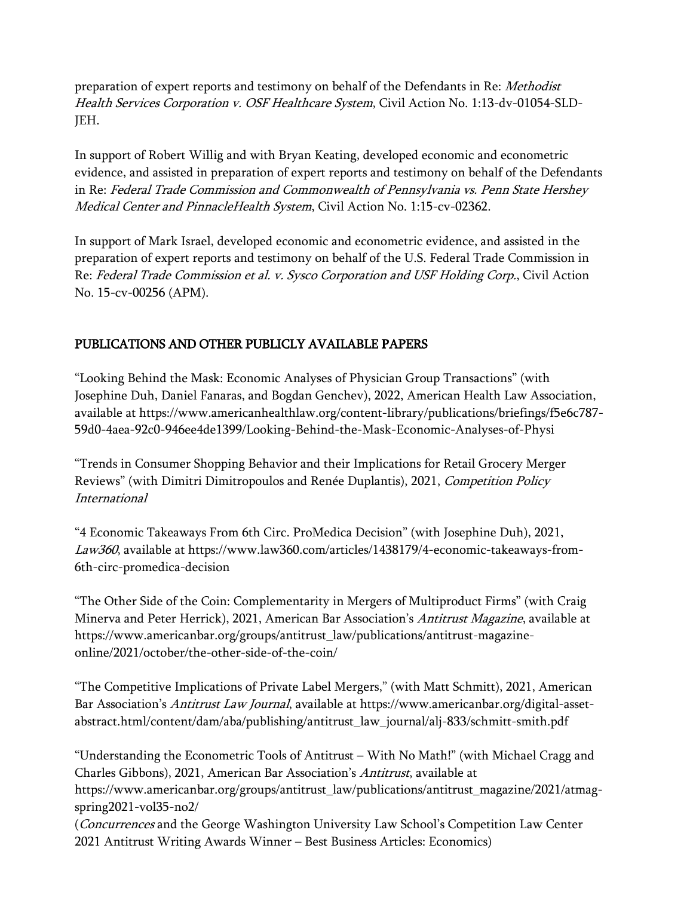preparation of expert reports and testimony on behalf of the Defendants in Re: *Methodist Health Services Corporation v. OSF Healthcare System*, Civil Action No. 1:13-dv-01054-SLD-JEH.

In support of Robert Willig and with Bryan Keating, developed economic and econometric evidence, and assisted in preparation of expert reports and testimony on behalf of the Defendants in Re: *Federal Trade Commission and Commonwealth of Pennsylvania vs. Penn State Hershey Medical Center and PinnacleHealth System*, Civil Action No. 1:15-cv-02362.

In support of Mark Israel, developed economic and econometric evidence, and assisted in the preparation of expert reports and testimony on behalf of the U.S. Federal Trade Commission in Re: *Federal Trade Commission et al. v. Sysco Corporation and USF Holding Corp.*, Civil Action No. 15-cv-00256 (APM).

## PUBLICATIONS AND OTHER PUBLICLY AVAILABLE PAPERS

"Looking Behind the Mask: Economic Analyses of Physician Group Transactions" (with Josephine Duh, Daniel Fanaras, and Bogdan Genchev), 2022, American Health Law Association, available at https://www.americanhealthlaw.org/content-library/publications/briefings/f5e6c787-59d0-4aea-92c0-946ee4de1399/Looking-Behind-the-Mask-Economic-Analyses-of-Physi

"Trends in Consumer Shopping Behavior and their Implications for Retail Grocery Merger Reviews" (with Dimitri Dimitropoulos and Renée Duplantis), 2021, *Competition Policy International*

"4 Economic Takeaways From 6th Circ. ProMedica Decision" (with Josephine Duh), 2021, *Law360*, available at https://www.law360.com/articles/1438179/4-economic-takeaways-from-6th-circ-promedica-decision

"The Other Side of the Coin: Complementarity in Mergers of Multiproduct Firms" (with Craig Minerva and Peter Herrick), 2021, American Bar Association's *Antitrust Magazine*, available at https://www.americanbar.org/groups/antitrust_law/publications/antitrust-magazine-online/2021/october/the-other-side-of-the-coin/

"The Competitive Implications of Private Label Mergers," (with Matt Schmitt), 2021, American Bar Association's *Antitrust Law Journal*, available at https://www.americanbar.org/digital-asset-abstract.html/content/dam/aba/publishing/antitrust_law_journal/alj-833/schmitt-smith.pdf

"Understanding the Econometric Tools of Antitrust – With No Math!" (with Michael Cragg and Charles Gibbons), 2021, American Bar Association's *Antitrust*, available at https://www.americanbar.org/groups/antitrust_law/publications/antitrust_magazine/2021/atmag-spring2021-vol35-no2/
(*Concurrences* and the George Washington University Law School's Competition Law Center 2021 Antitrust Writing Awards Winner – Best Business Articles: Economics)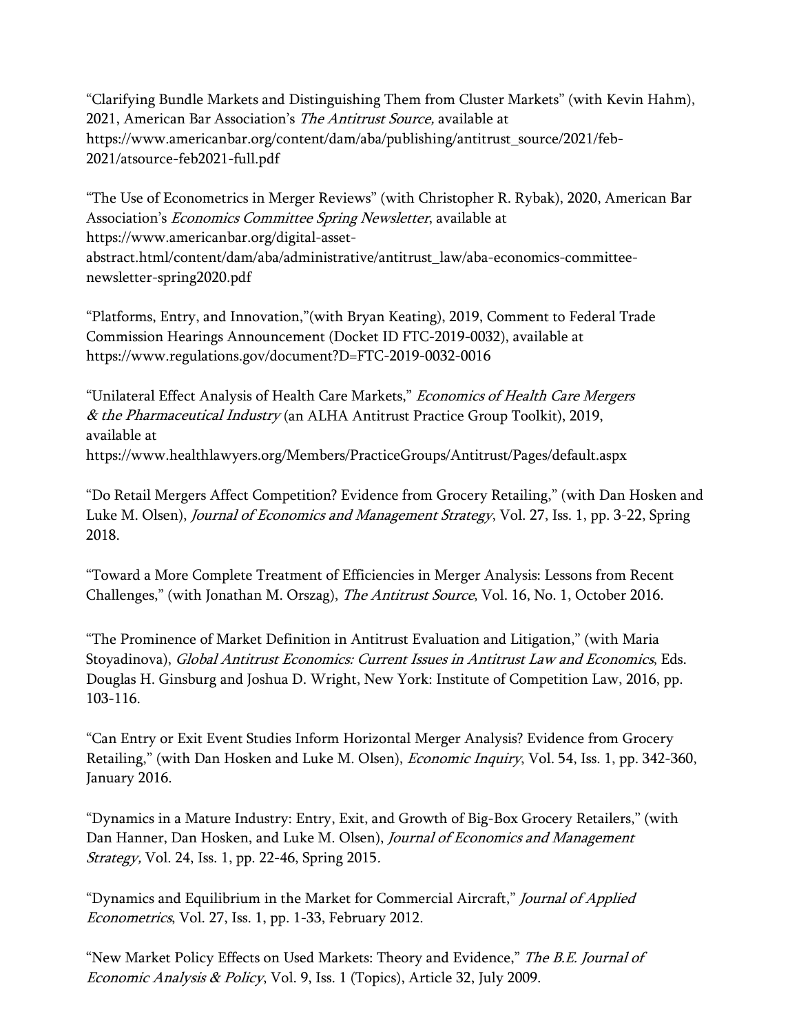"Clarifying Bundle Markets and Distinguishing Them from Cluster Markets" (with Kevin Hahm), 2021, American Bar Association's *The Antitrust Source,* available at https://www.americanbar.org/content/dam/aba/publishing/antitrust_source/2021/feb-2021/atsource-feb2021-full.pdf

"The Use of Econometrics in Merger Reviews" (with Christopher R. Rybak), 2020, American Bar Association's *Economics Committee Spring Newsletter*, available at https://www.americanbar.org/digital-asset-abstract.html/content/dam/aba/administrative/antitrust_law/aba-economics-committee-newsletter-spring2020.pdf

"Platforms, Entry, and Innovation,"(with Bryan Keating), 2019, Comment to Federal Trade Commission Hearings Announcement (Docket ID FTC-2019-0032), available at https://www.regulations.gov/document?D=FTC-2019-0032-0016

"Unilateral Effect Analysis of Health Care Markets," *Economics of Health Care Mergers & the Pharmaceutical Industry* (an ALHA Antitrust Practice Group Toolkit), 2019, available at https://www.healthlawyers.org/Members/PracticeGroups/Antitrust/Pages/default.aspx

"Do Retail Mergers Affect Competition? Evidence from Grocery Retailing," (with Dan Hosken and Luke M. Olsen), *Journal of Economics and Management Strategy*, Vol. 27, Iss. 1, pp. 3-22, Spring 2018.

"Toward a More Complete Treatment of Efficiencies in Merger Analysis: Lessons from Recent Challenges," (with Jonathan M. Orszag), *The Antitrust Source*, Vol. 16, No. 1, October 2016.

"The Prominence of Market Definition in Antitrust Evaluation and Litigation," (with Maria Stoyadinova), *Global Antitrust Economics: Current Issues in Antitrust Law and Economics*, Eds. Douglas H. Ginsburg and Joshua D. Wright, New York: Institute of Competition Law, 2016, pp. 103-116.

"Can Entry or Exit Event Studies Inform Horizontal Merger Analysis? Evidence from Grocery Retailing," (with Dan Hosken and Luke M. Olsen), *Economic Inquiry*, Vol. 54, Iss. 1, pp. 342-360, January 2016.

"Dynamics in a Mature Industry: Entry, Exit, and Growth of Big-Box Grocery Retailers," (with Dan Hanner, Dan Hosken, and Luke M. Olsen), *Journal of Economics and Management Strategy,* Vol. 24, Iss. 1, pp. 22-46, Spring 2015.

"Dynamics and Equilibrium in the Market for Commercial Aircraft," *Journal of Applied Econometrics*, Vol. 27, Iss. 1, pp. 1-33, February 2012.

"New Market Policy Effects on Used Markets: Theory and Evidence," *The B.E. Journal of Economic Analysis & Policy*, Vol. 9, Iss. 1 (Topics), Article 32, July 2009.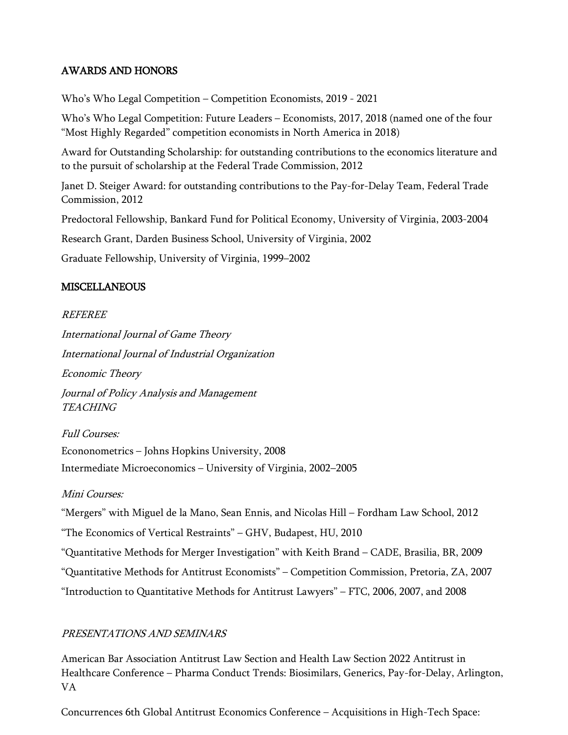## AWARDS AND HONORS

Who's Who Legal Competition – Competition Economists, 2019 - 2021

Who's Who Legal Competition: Future Leaders – Economists, 2017, 2018 (named one of the four "Most Highly Regarded" competition economists in North America in 2018)

Award for Outstanding Scholarship: for outstanding contributions to the economics literature and to the pursuit of scholarship at the Federal Trade Commission, 2012

Janet D. Steiger Award: for outstanding contributions to the Pay-for-Delay Team, Federal Trade Commission, 2012

Predoctoral Fellowship, Bankard Fund for Political Economy, University of Virginia, 2003-2004

Research Grant, Darden Business School, University of Virginia, 2002

Graduate Fellowship, University of Virginia, 1999–2002

## MISCELLANEOUS

*REFEREE*

*International Journal of Game Theory*

*International Journal of Industrial Organization*

*Economic Theory*

*Journal of Policy Analysis and Management*

*TEACHING*

*Full Courses:*

Econonometrics – Johns Hopkins University, 2008

Intermediate Microeconomics – University of Virginia, 2002–2005

*Mini Courses:*

"Mergers" with Miguel de la Mano, Sean Ennis, and Nicolas Hill – Fordham Law School, 2012

"The Economics of Vertical Restraints" – GHV, Budapest, HU, 2010

"Quantitative Methods for Merger Investigation" with Keith Brand – CADE, Brasilia, BR, 2009

"Quantitative Methods for Antitrust Economists" – Competition Commission, Pretoria, ZA, 2007

"Introduction to Quantitative Methods for Antitrust Lawyers" – FTC, 2006, 2007, and 2008

*PRESENTATIONS AND SEMINARS*

American Bar Association Antitrust Law Section and Health Law Section 2022 Antitrust in Healthcare Conference – Pharma Conduct Trends: Biosimilars, Generics, Pay-for-Delay, Arlington, VA

Concurrences 6th Global Antitrust Economics Conference – Acquisitions in High-Tech Space: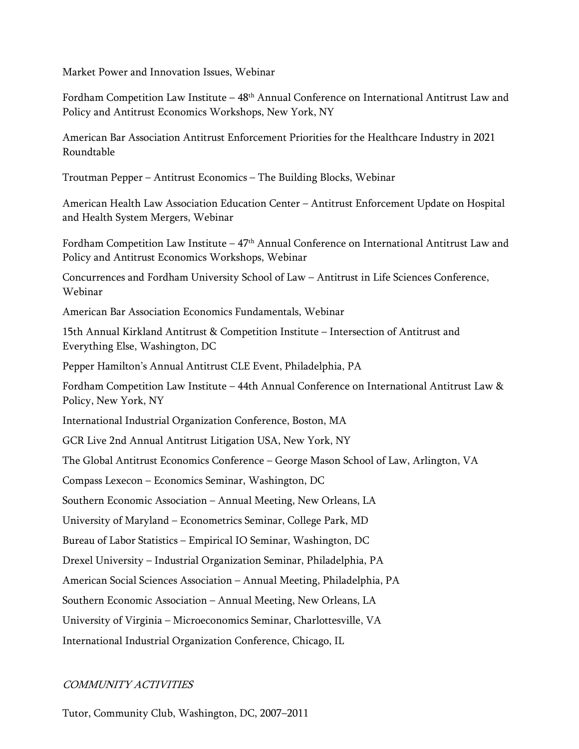Market Power and Innovation Issues, Webinar

Fordham Competition Law Institute – 48th Annual Conference on International Antitrust Law and Policy and Antitrust Economics Workshops, New York, NY

American Bar Association Antitrust Enforcement Priorities for the Healthcare Industry in 2021 Roundtable

Troutman Pepper – Antitrust Economics – The Building Blocks, Webinar

American Health Law Association Education Center – Antitrust Enforcement Update on Hospital and Health System Mergers, Webinar

Fordham Competition Law Institute – 47th Annual Conference on International Antitrust Law and Policy and Antitrust Economics Workshops, Webinar

Concurrences and Fordham University School of Law – Antitrust in Life Sciences Conference, Webinar

American Bar Association Economics Fundamentals, Webinar

15th Annual Kirkland Antitrust & Competition Institute – Intersection of Antitrust and Everything Else, Washington, DC

Pepper Hamilton's Annual Antitrust CLE Event, Philadelphia, PA

Fordham Competition Law Institute – 44th Annual Conference on International Antitrust Law & Policy, New York, NY

International Industrial Organization Conference, Boston, MA

GCR Live 2nd Annual Antitrust Litigation USA, New York, NY

The Global Antitrust Economics Conference – George Mason School of Law, Arlington, VA

Compass Lexecon – Economics Seminar, Washington, DC

Southern Economic Association – Annual Meeting, New Orleans, LA

University of Maryland – Econometrics Seminar, College Park, MD

Bureau of Labor Statistics – Empirical IO Seminar, Washington, DC

Drexel University – Industrial Organization Seminar, Philadelphia, PA

American Social Sciences Association – Annual Meeting, Philadelphia, PA

Southern Economic Association – Annual Meeting, New Orleans, LA

University of Virginia – Microeconomics Seminar, Charlottesville, VA

International Industrial Organization Conference, Chicago, IL

## *COMMUNITY ACTIVITIES*

Tutor, Community Club, Washington, DC, 2007–2011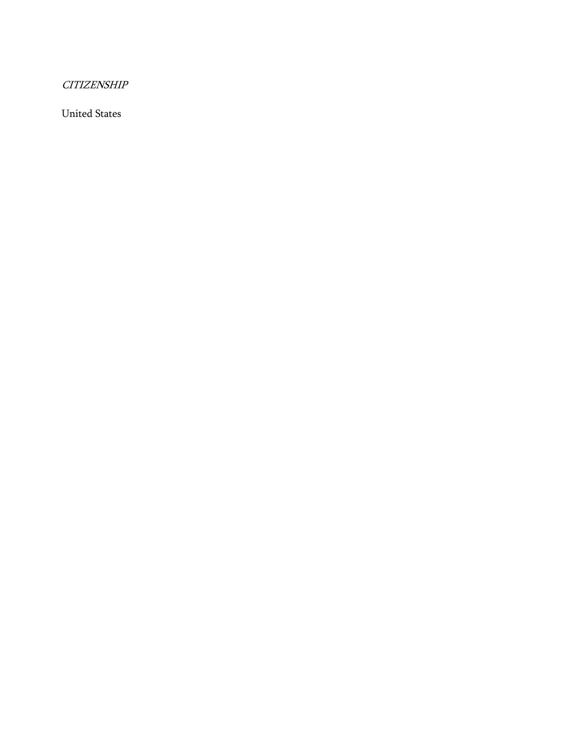*CITIZENSHIP*

United States